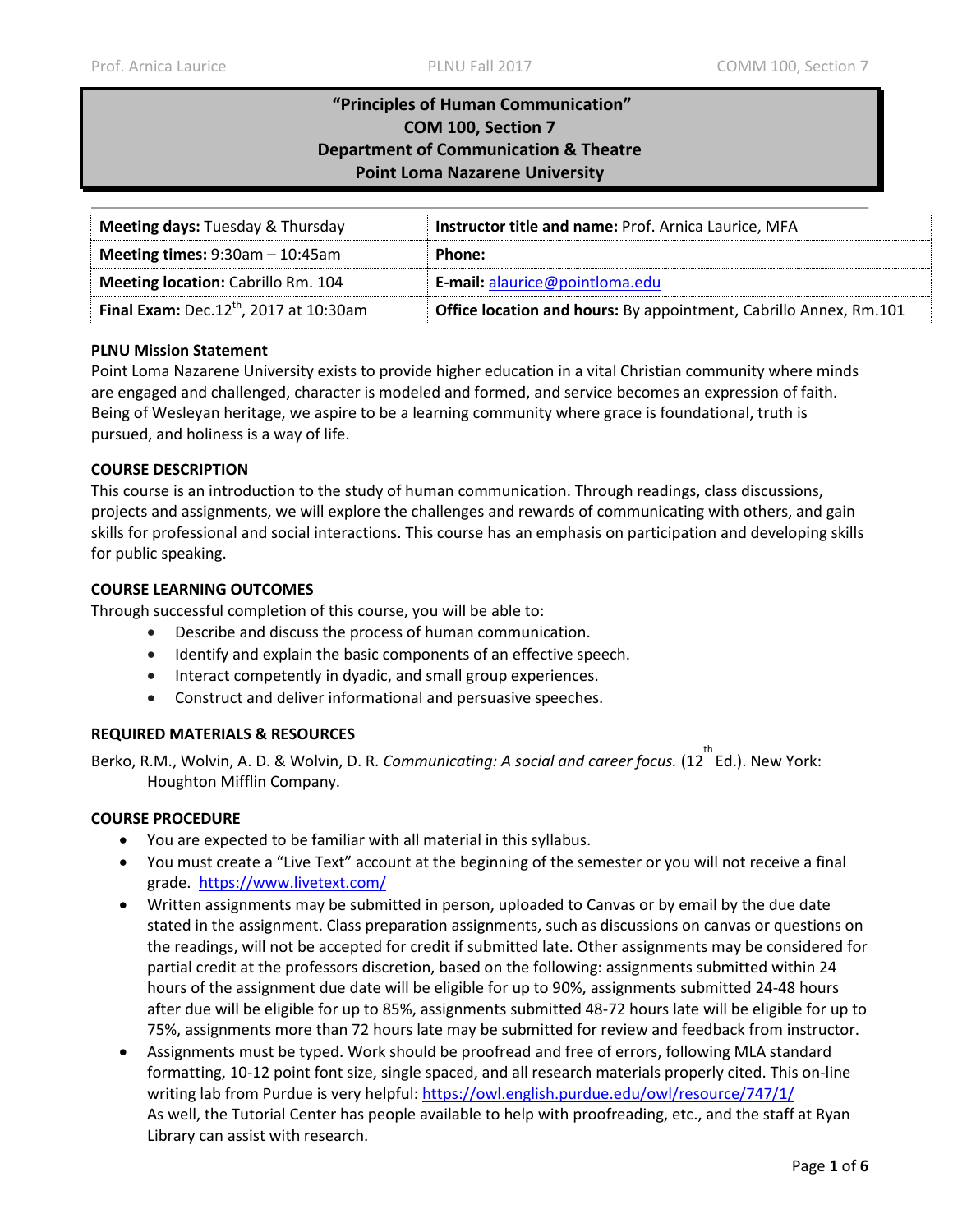# "Principles of Human Communication"
## COM 100, Section 7
## Department of Communication & Theatre
## Point Loma Nazarene University

| | |
|---|---|
| **Meeting days:** Tuesday & Thursday | **Instructor title and name:** Prof. Arnica Laurice, MFA |
| **Meeting times:** 9:30am – 10:45am | **Phone:** |
| **Meeting location:** Cabrillo Rm. 104 | **E-mail:** alaurice@pointloma.edu |
| **Final Exam:** Dec.12th, 2017 at 10:30am | **Office location and hours:** By appointment, Cabrillo Annex, Rm.101 |

**PLNU Mission Statement**

Point Loma Nazarene University exists to provide higher education in a vital Christian community where minds are engaged and challenged, character is modeled and formed, and service becomes an expression of faith. Being of Wesleyan heritage, we aspire to be a learning community where grace is foundational, truth is pursued, and holiness is a way of life.

**COURSE DESCRIPTION**

This course is an introduction to the study of human communication. Through readings, class discussions, projects and assignments, we will explore the challenges and rewards of communicating with others, and gain skills for professional and social interactions. This course has an emphasis on participation and developing skills for public speaking.

**COURSE LEARNING OUTCOMES**

Through successful completion of this course, you will be able to:

- Describe and discuss the process of human communication.
- Identify and explain the basic components of an effective speech.
- Interact competently in dyadic, and small group experiences.
- Construct and deliver informational and persuasive speeches.

**REQUIRED MATERIALS & RESOURCES**

Berko, R.M., Wolvin, A. D. & Wolvin, D. R. *Communicating: A social and career focus.* (12th Ed.). New York: Houghton Mifflin Company.

**COURSE PROCEDURE**

- You are expected to be familiar with all material in this syllabus.
- You must create a "Live Text" account at the beginning of the semester or you will not receive a final grade. https://www.livetext.com/
- Written assignments may be submitted in person, uploaded to Canvas or by email by the due date stated in the assignment. Class preparation assignments, such as discussions on canvas or questions on the readings, will not be accepted for credit if submitted late. Other assignments may be considered for partial credit at the professors discretion, based on the following: assignments submitted within 24 hours of the assignment due date will be eligible for up to 90%, assignments submitted 24-48 hours after due will be eligible for up to 85%, assignments submitted 48-72 hours late will be eligible for up to 75%, assignments more than 72 hours late may be submitted for review and feedback from instructor.
- Assignments must be typed. Work should be proofread and free of errors, following MLA standard formatting, 10-12 point font size, single spaced, and all research materials properly cited. This on-line writing lab from Purdue is very helpful: https://owl.english.purdue.edu/owl/resource/747/1/
  As well, the Tutorial Center has people available to help with proofreading, etc., and the staff at Ryan Library can assist with research.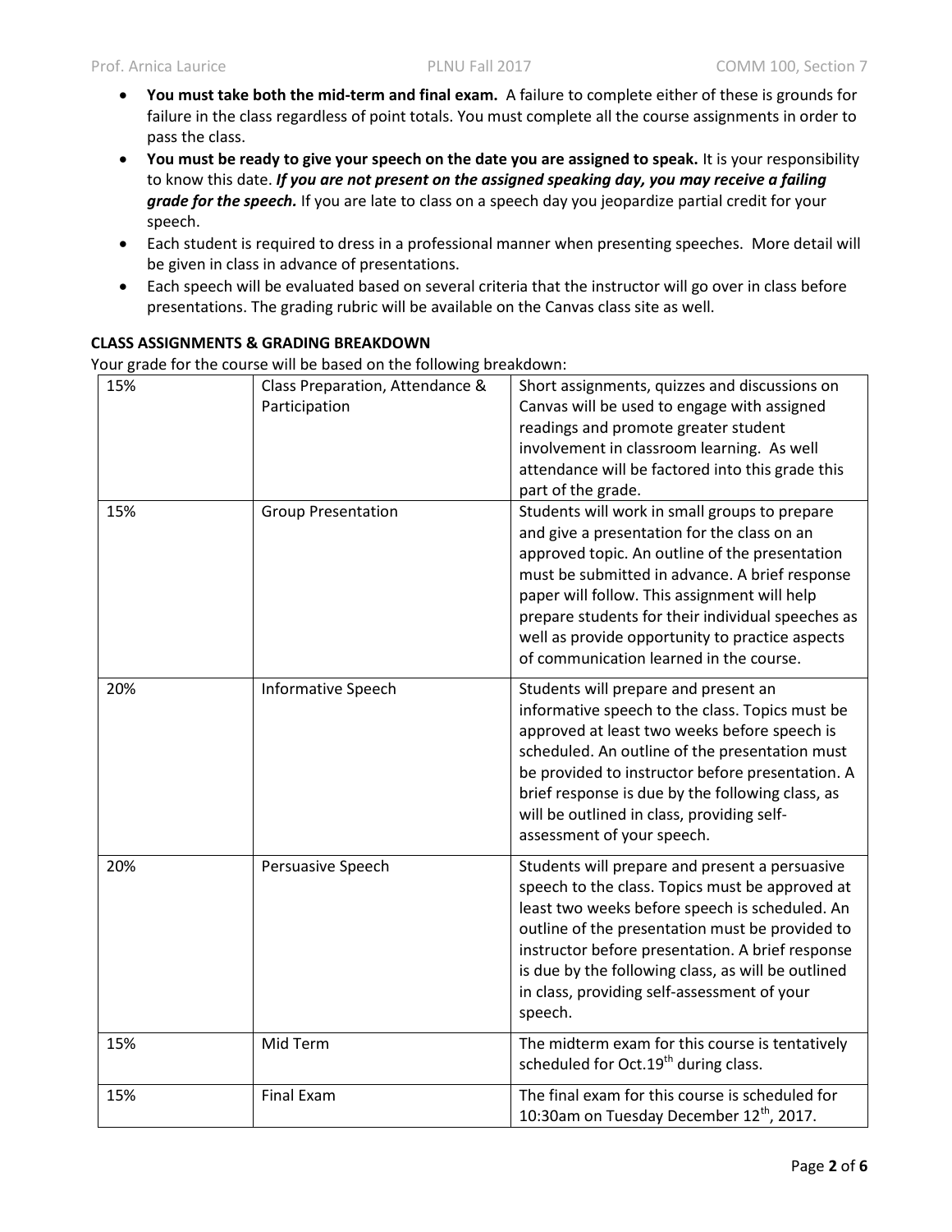- **You must take both the mid-term and final exam.** A failure to complete either of these is grounds for failure in the class regardless of point totals. You must complete all the course assignments in order to pass the class.
- **You must be ready to give your speech on the date you are assigned to speak.** It is your responsibility to know this date. ***If you are not present on the assigned speaking day, you may receive a failing grade for the speech.*** If you are late to class on a speech day you jeopardize partial credit for your speech.
- Each student is required to dress in a professional manner when presenting speeches. More detail will be given in class in advance of presentations.
- Each speech will be evaluated based on several criteria that the instructor will go over in class before presentations. The grading rubric will be available on the Canvas class site as well.

**CLASS ASSIGNMENTS & GRADING BREAKDOWN**

Your grade for the course will be based on the following breakdown:

| | | |
|---|---|---|
| 15% | Class Preparation, Attendance & Participation | Short assignments, quizzes and discussions on Canvas will be used to engage with assigned readings and promote greater student involvement in classroom learning. As well attendance will be factored into this grade this part of the grade. |
| 15% | Group Presentation | Students will work in small groups to prepare and give a presentation for the class on an approved topic. An outline of the presentation must be submitted in advance. A brief response paper will follow. This assignment will help prepare students for their individual speeches as well as provide opportunity to practice aspects of communication learned in the course. |
| 20% | Informative Speech | Students will prepare and present an informative speech to the class. Topics must be approved at least two weeks before speech is scheduled. An outline of the presentation must be provided to instructor before presentation. A brief response is due by the following class, as will be outlined in class, providing self-assessment of your speech. |
| 20% | Persuasive Speech | Students will prepare and present a persuasive speech to the class. Topics must be approved at least two weeks before speech is scheduled. An outline of the presentation must be provided to instructor before presentation. A brief response is due by the following class, as will be outlined in class, providing self-assessment of your speech. |
| 15% | Mid Term | The midterm exam for this course is tentatively scheduled for Oct.19th during class. |
| 15% | Final Exam | The final exam for this course is scheduled for 10:30am on Tuesday December 12th, 2017. |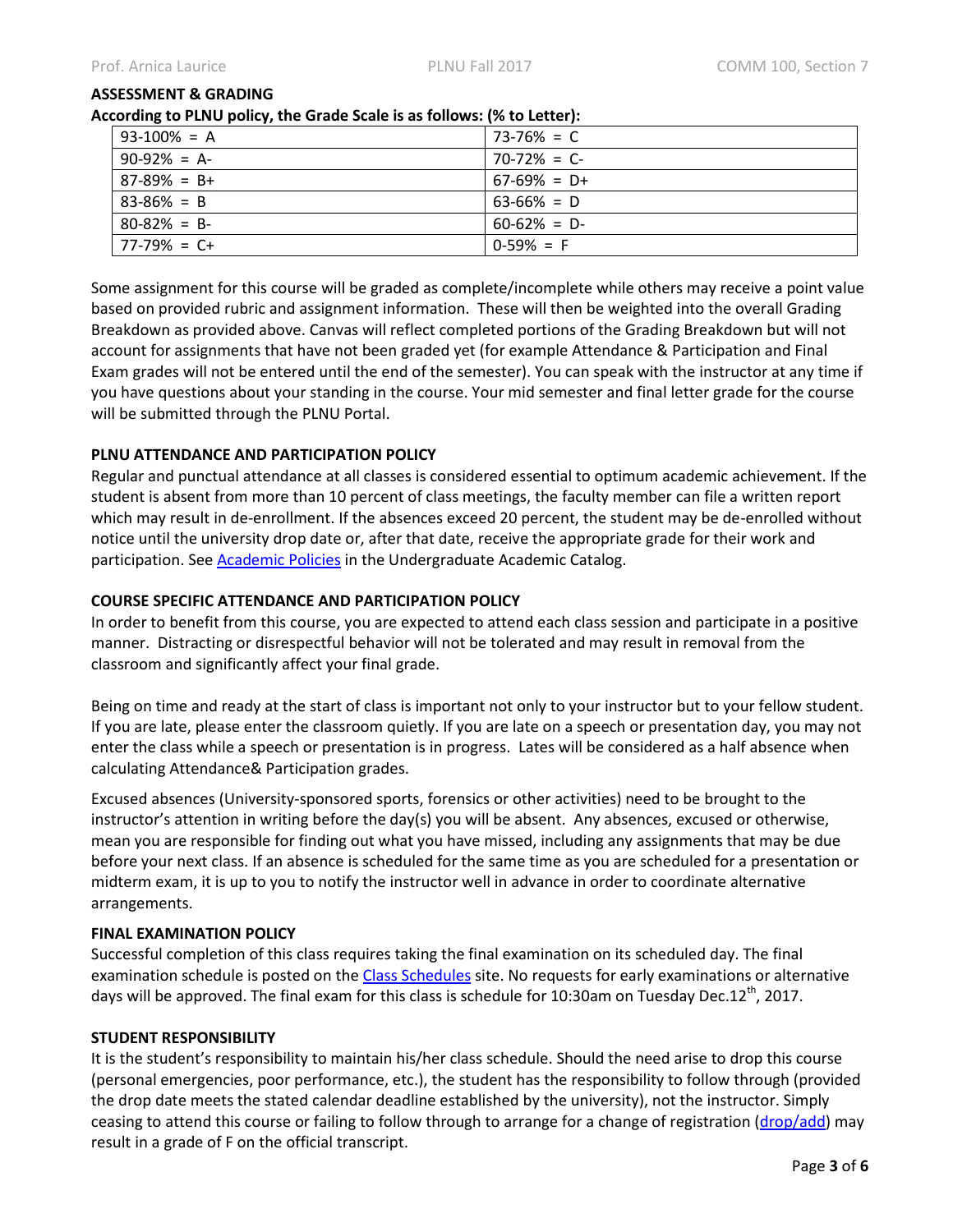**ASSESSMENT & GRADING**

**According to PLNU policy, the Grade Scale is as follows: (% to Letter):**

| | |
|---|---|
| 93-100% = A | 73-76% = C |
| 90-92% = A- | 70-72% = C- |
| 87-89% = B+ | 67-69% = D+ |
| 83-86% = B | 63-66% = D |
| 80-82% = B- | 60-62% = D- |
| 77-79% = C+ | 0-59% = F |

Some assignment for this course will be graded as complete/incomplete while others may receive a point value based on provided rubric and assignment information. These will then be weighted into the overall Grading Breakdown as provided above. Canvas will reflect completed portions of the Grading Breakdown but will not account for assignments that have not been graded yet (for example Attendance & Participation and Final Exam grades will not be entered until the end of the semester). You can speak with the instructor at any time if you have questions about your standing in the course. Your mid semester and final letter grade for the course will be submitted through the PLNU Portal.

**PLNU ATTENDANCE AND PARTICIPATION POLICY**

Regular and punctual attendance at all classes is considered essential to optimum academic achievement. If the student is absent from more than 10 percent of class meetings, the faculty member can file a written report which may result in de-enrollment. If the absences exceed 20 percent, the student may be de-enrolled without notice until the university drop date or, after that date, receive the appropriate grade for their work and participation. See Academic Policies in the Undergraduate Academic Catalog.

**COURSE SPECIFIC ATTENDANCE AND PARTICIPATION POLICY**

In order to benefit from this course, you are expected to attend each class session and participate in a positive manner. Distracting or disrespectful behavior will not be tolerated and may result in removal from the classroom and significantly affect your final grade.

Being on time and ready at the start of class is important not only to your instructor but to your fellow student. If you are late, please enter the classroom quietly. If you are late on a speech or presentation day, you may not enter the class while a speech or presentation is in progress. Lates will be considered as a half absence when calculating Attendance& Participation grades.

Excused absences (University-sponsored sports, forensics or other activities) need to be brought to the instructor's attention in writing before the day(s) you will be absent. Any absences, excused or otherwise, mean you are responsible for finding out what you have missed, including any assignments that may be due before your next class. If an absence is scheduled for the same time as you are scheduled for a presentation or midterm exam, it is up to you to notify the instructor well in advance in order to coordinate alternative arrangements.

**FINAL EXAMINATION POLICY**

Successful completion of this class requires taking the final examination on its scheduled day. The final examination schedule is posted on the Class Schedules site. No requests for early examinations or alternative days will be approved. The final exam for this class is schedule for 10:30am on Tuesday Dec.12th, 2017.

**STUDENT RESPONSIBILITY**

It is the student's responsibility to maintain his/her class schedule. Should the need arise to drop this course (personal emergencies, poor performance, etc.), the student has the responsibility to follow through (provided the drop date meets the stated calendar deadline established by the university), not the instructor. Simply ceasing to attend this course or failing to follow through to arrange for a change of registration (drop/add) may result in a grade of F on the official transcript.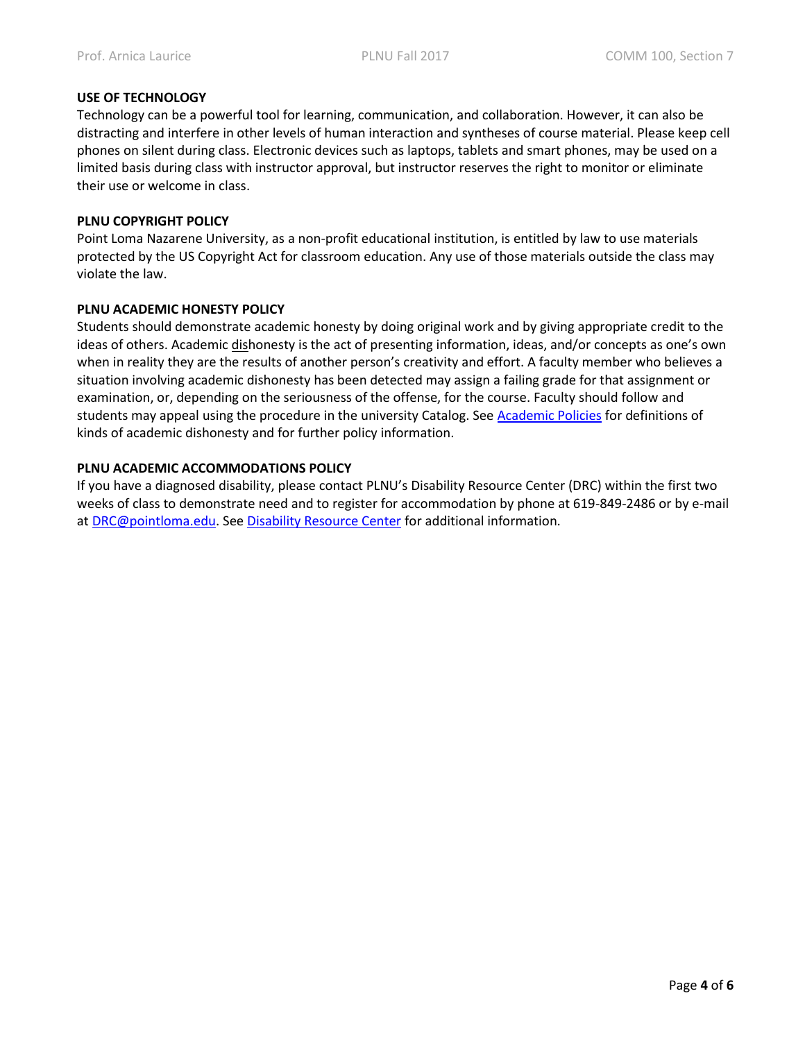**USE OF TECHNOLOGY**

Technology can be a powerful tool for learning, communication, and collaboration. However, it can also be distracting and interfere in other levels of human interaction and syntheses of course material. Please keep cell phones on silent during class. Electronic devices such as laptops, tablets and smart phones, may be used on a limited basis during class with instructor approval, but instructor reserves the right to monitor or eliminate their use or welcome in class.

**PLNU COPYRIGHT POLICY**

Point Loma Nazarene University, as a non-profit educational institution, is entitled by law to use materials protected by the US Copyright Act for classroom education. Any use of those materials outside the class may violate the law.

**PLNU ACADEMIC HONESTY POLICY**

Students should demonstrate academic honesty by doing original work and by giving appropriate credit to the ideas of others. Academic dishonesty is the act of presenting information, ideas, and/or concepts as one's own when in reality they are the results of another person's creativity and effort. A faculty member who believes a situation involving academic dishonesty has been detected may assign a failing grade for that assignment or examination, or, depending on the seriousness of the offense, for the course. Faculty should follow and students may appeal using the procedure in the university Catalog. See Academic Policies for definitions of kinds of academic dishonesty and for further policy information.

**PLNU ACADEMIC ACCOMMODATIONS POLICY**

If you have a diagnosed disability, please contact PLNU's Disability Resource Center (DRC) within the first two weeks of class to demonstrate need and to register for accommodation by phone at 619-849-2486 or by e-mail at DRC@pointloma.edu. See Disability Resource Center for additional information.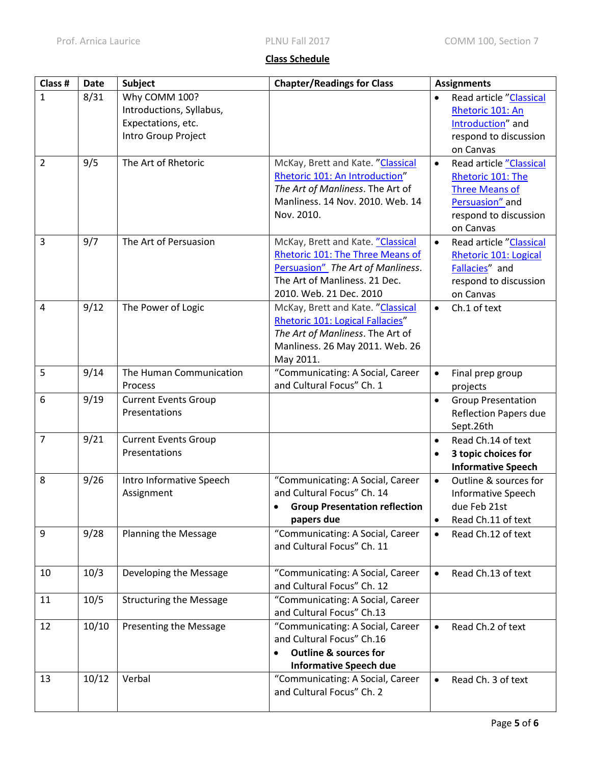**Class Schedule**

| Class # | Date | Subject | Chapter/Readings for Class | Assignments |
|---|---|---|---|---|
| 1 | 8/31 | Why COMM 100? Introductions, Syllabus, Expectations, etc. Intro Group Project | | • Read article "Classical Rhetoric 101: An Introduction" and respond to discussion on Canvas |
| 2 | 9/5 | The Art of Rhetoric | McKay, Brett and Kate. "Classical Rhetoric 101: An Introduction" *The Art of Manliness*. The Art of Manliness. 14 Nov. 2010. Web. 14 Nov. 2010. | • Read article "Classical Rhetoric 101: The Three Means of Persuasion" and respond to discussion on Canvas |
| 3 | 9/7 | The Art of Persuasion | McKay, Brett and Kate. "Classical Rhetoric 101: The Three Means of Persuasion" *The Art of Manliness*. The Art of Manliness. 21 Dec. 2010. Web. 21 Dec. 2010 | • Read article "Classical Rhetoric 101: Logical Fallacies" and respond to discussion on Canvas |
| 4 | 9/12 | The Power of Logic | McKay, Brett and Kate. "Classical Rhetoric 101: Logical Fallacies" *The Art of Manliness*. The Art of Manliness. 26 May 2011. Web. 26 May 2011. | • Ch.1 of text |
| 5 | 9/14 | The Human Communication Process | "Communicating: A Social, Career and Cultural Focus" Ch. 1 | • Final prep group projects |
| 6 | 9/19 | Current Events Group Presentations | | • Group Presentation Reflection Papers due Sept.26th |
| 7 | 9/21 | Current Events Group Presentations | | • Read Ch.14 of text<br>• **3 topic choices for Informative Speech** |
| 8 | 9/26 | Intro Informative Speech Assignment | "Communicating: A Social, Career and Cultural Focus" Ch. 14<br>• **Group Presentation reflection papers due** | • Outline & sources for Informative Speech due Feb 21st<br>• Read Ch.11 of text |
| 9 | 9/28 | Planning the Message | "Communicating: A Social, Career and Cultural Focus" Ch. 11 | • Read Ch.12 of text |
| 10 | 10/3 | Developing the Message | "Communicating: A Social, Career and Cultural Focus" Ch. 12 | • Read Ch.13 of text |
| 11 | 10/5 | Structuring the Message | "Communicating: A Social, Career and Cultural Focus" Ch.13 | |
| 12 | 10/10 | Presenting the Message | "Communicating: A Social, Career and Cultural Focus" Ch.16<br>• **Outline & sources for Informative Speech due** | • Read Ch.2 of text |
| 13 | 10/12 | Verbal | "Communicating: A Social, Career and Cultural Focus" Ch. 2 | • Read Ch. 3 of text |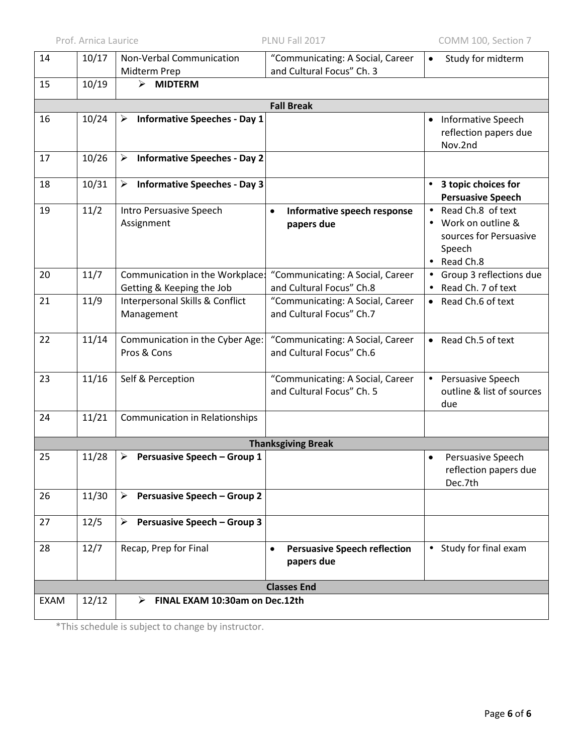| | | | | |
|---|---|---|---|---|
| 14 | 10/17 | Non-Verbal Communication<br>Midterm Prep | "Communicating: A Social, Career and Cultural Focus" Ch. 3 | • Study for midterm |
| 15 | 10/19 | ➢ **MIDTERM** | | |
| | | **Fall Break** | | |
| 16 | 10/24 | ➢ **Informative Speeches - Day 1** | | • Informative Speech reflection papers due Nov.2nd |
| 17 | 10/26 | ➢ **Informative Speeches - Day 2** | | |
| 18 | 10/31 | ➢ **Informative Speeches - Day 3** | | • **3 topic choices for Persuasive Speech** |
| 19 | 11/2 | Intro Persuasive Speech Assignment | • **Informative speech response papers due** | • Read Ch.8 of text<br>• Work on outline & sources for Persuasive Speech<br>• Read Ch.8 |
| 20 | 11/7 | Communication in the Workplace: Getting & Keeping the Job | "Communicating: A Social, Career and Cultural Focus" Ch.8 | • Group 3 reflections due<br>• Read Ch. 7 of text |
| 21 | 11/9 | Interpersonal Skills & Conflict Management | "Communicating: A Social, Career and Cultural Focus" Ch.7 | • Read Ch.6 of text |
| 22 | 11/14 | Communication in the Cyber Age: Pros & Cons | "Communicating: A Social, Career and Cultural Focus" Ch.6 | • Read Ch.5 of text |
| 23 | 11/16 | Self & Perception | "Communicating: A Social, Career and Cultural Focus" Ch. 5 | • Persuasive Speech outline & list of sources due |
| 24 | 11/21 | Communication in Relationships | | |
| | | **Thanksgiving Break** | | |
| 25 | 11/28 | ➢ **Persuasive Speech – Group 1** | | • Persuasive Speech reflection papers due Dec.7th |
| 26 | 11/30 | ➢ **Persuasive Speech – Group 2** | | |
| 27 | 12/5 | ➢ **Persuasive Speech – Group 3** | | |
| 28 | 12/7 | Recap, Prep for Final | • **Persuasive Speech reflection papers due** | • Study for final exam |
| | | **Classes End** | | |
| EXAM | 12/12 | ➢ **FINAL EXAM 10:30am on Dec.12th** | | |

*This schedule is subject to change by instructor.